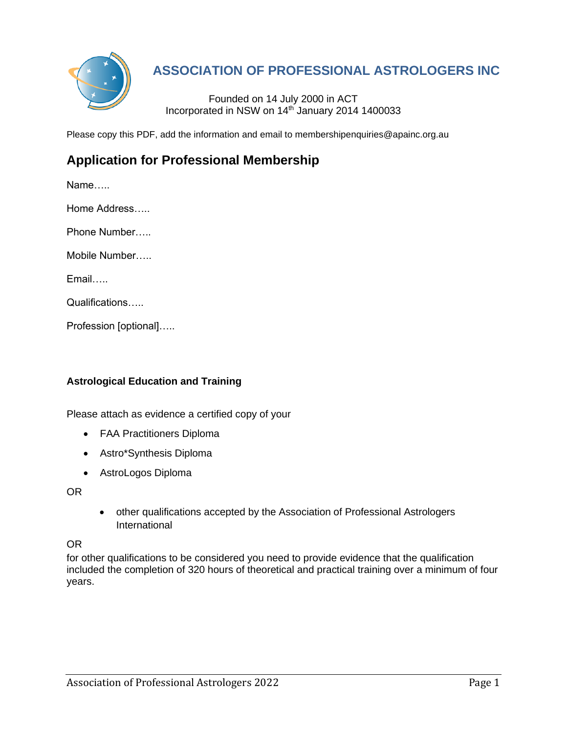# ASSOCIATION OF PROFESSIONAL ASTROLOGERS INC

Founded on 14 July 2000 in ACT
Incorporated in NSW on 14th January 2014 1400033

Please copy this PDF, add the information and email to membershipenquiries@apainc.org.au

## Application for Professional Membership

Name…..

Home Address…..

Phone Number…..

Mobile Number…..

Email…..

Qualifications…..

Profession [optional]…..

**Astrological Education and Training**

Please attach as evidence a certified copy of your

- FAA Practitioners Diploma
- Astro*Synthesis Diploma
- AstroLogos Diploma

OR

- other qualifications accepted by the Association of Professional Astrologers International

OR

for other qualifications to be considered you need to provide evidence that the qualification included the completion of 320 hours of theoretical and practical training over a minimum of four years.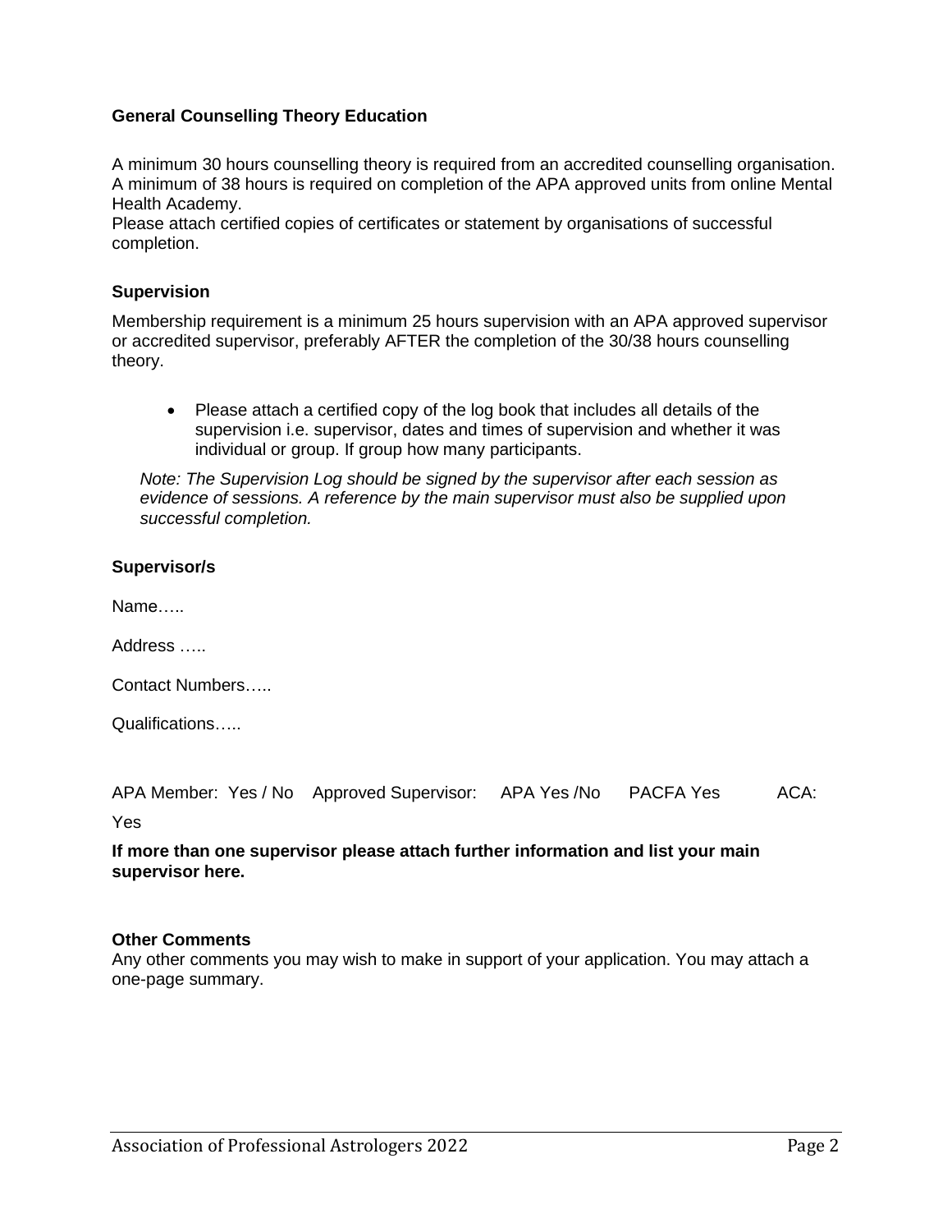**General Counselling Theory Education**

A minimum 30 hours counselling theory is required from an accredited counselling organisation. A minimum of 38 hours is required on completion of the APA approved units from online Mental Health Academy.
Please attach certified copies of certificates or statement by organisations of successful completion.

**Supervision**

Membership requirement is a minimum 25 hours supervision with an APA approved supervisor or accredited supervisor, preferably AFTER the completion of the 30/38 hours counselling theory.

- Please attach a certified copy of the log book that includes all details of the supervision i.e. supervisor, dates and times of supervision and whether it was individual or group. If group how many participants.

*Note: The Supervision Log should be signed by the supervisor after each session as evidence of sessions. A reference by the main supervisor must also be supplied upon successful completion.*

**Supervisor/s**

Name…..

Address …..

Contact Numbers…..

Qualifications…..

APA Member: Yes / No Approved Supervisor: APA Yes /No PACFA Yes ACA: Yes

**If more than one supervisor please attach further information and list your main supervisor here.**

**Other Comments**
Any other comments you may wish to make in support of your application. You may attach a one-page summary.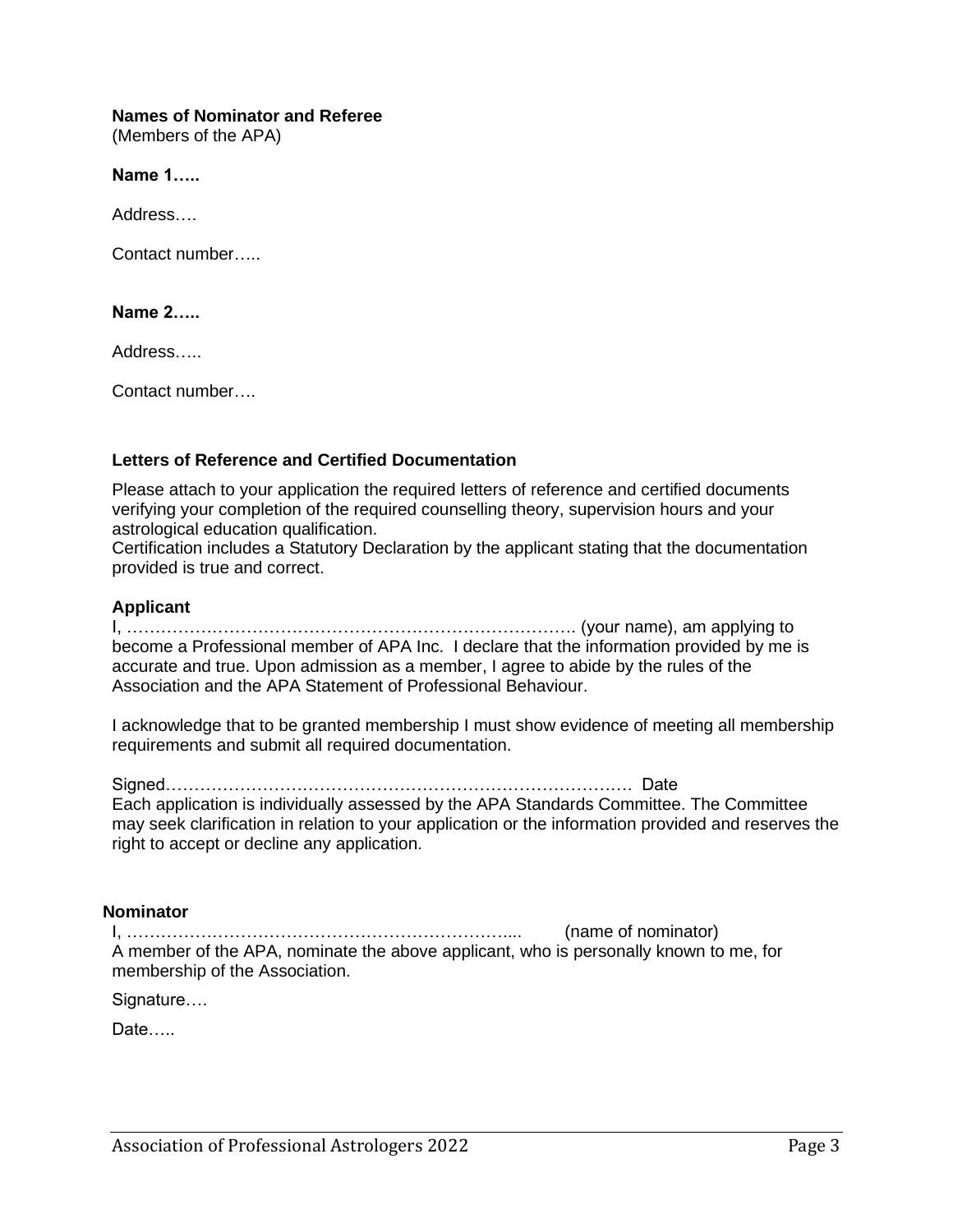**Names of Nominator and Referee**
(Members of the APA)

**Name 1…..**

Address….

Contact number…..

**Name 2…..**

Address…..

Contact number….

**Letters of Reference and Certified Documentation**

Please attach to your application the required letters of reference and certified documents verifying your completion of the required counselling theory, supervision hours and your astrological education qualification.
Certification includes a Statutory Declaration by the applicant stating that the documentation provided is true and correct.

**Applicant**

I, ……………………………………………………………………. (your name), am applying to become a Professional member of APA Inc. I declare that the information provided by me is accurate and true. Upon admission as a member, I agree to abide by the rules of the Association and the APA Statement of Professional Behaviour.

I acknowledge that to be granted membership I must show evidence of meeting all membership requirements and submit all required documentation.

Signed……………………………………………………………………… Date
Each application is individually assessed by the APA Standards Committee. The Committee may seek clarification in relation to your application or the information provided and reserves the right to accept or decline any application.

**Nominator**

I, …………………………………………………………….... (name of nominator)
A member of the APA, nominate the above applicant, who is personally known to me, for membership of the Association.

Signature….

Date…..